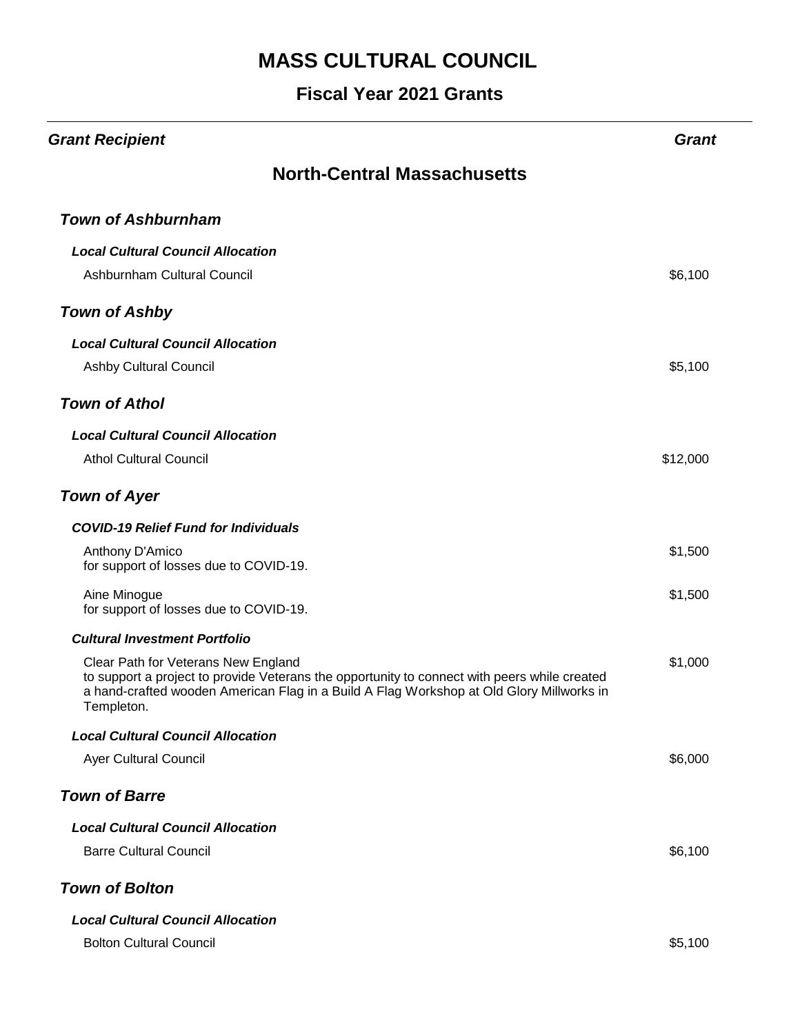# MASS CULTURAL COUNCIL

## Fiscal Year 2021 Grants

| *Grant Recipient* | *Grant* |
|---|---|

## North-Central Massachusetts

### *Town of Ashburnham*

#### *Local Cultural Council Allocation*

| | |
|---|---|
| Ashburnham Cultural Council | $6,100 |

### *Town of Ashby*

#### *Local Cultural Council Allocation*

| | |
|---|---|
| Ashby Cultural Council | $5,100 |

### *Town of Athol*

#### *Local Cultural Council Allocation*

| | |
|---|---|
| Athol Cultural Council | $12,000 |

### *Town of Ayer*

#### *COVID-19 Relief Fund for Individuals*

| | |
|---|---|
| Anthony D'Amico<br>for support of losses due to COVID-19. | $1,500 |
| Aine Minogue<br>for support of losses due to COVID-19. | $1,500 |

#### *Cultural Investment Portfolio*

| | |
|---|---|
| Clear Path for Veterans New England<br>to support a project to provide Veterans the opportunity to connect with peers while created a hand-crafted wooden American Flag in a Build A Flag Workshop at Old Glory Millworks in Templeton. | $1,000 |

#### *Local Cultural Council Allocation*

| | |
|---|---|
| Ayer Cultural Council | $6,000 |

### *Town of Barre*

#### *Local Cultural Council Allocation*

| | |
|---|---|
| Barre Cultural Council | $6,100 |

### *Town of Bolton*

#### *Local Cultural Council Allocation*

| | |
|---|---|
| Bolton Cultural Council | $5,100 |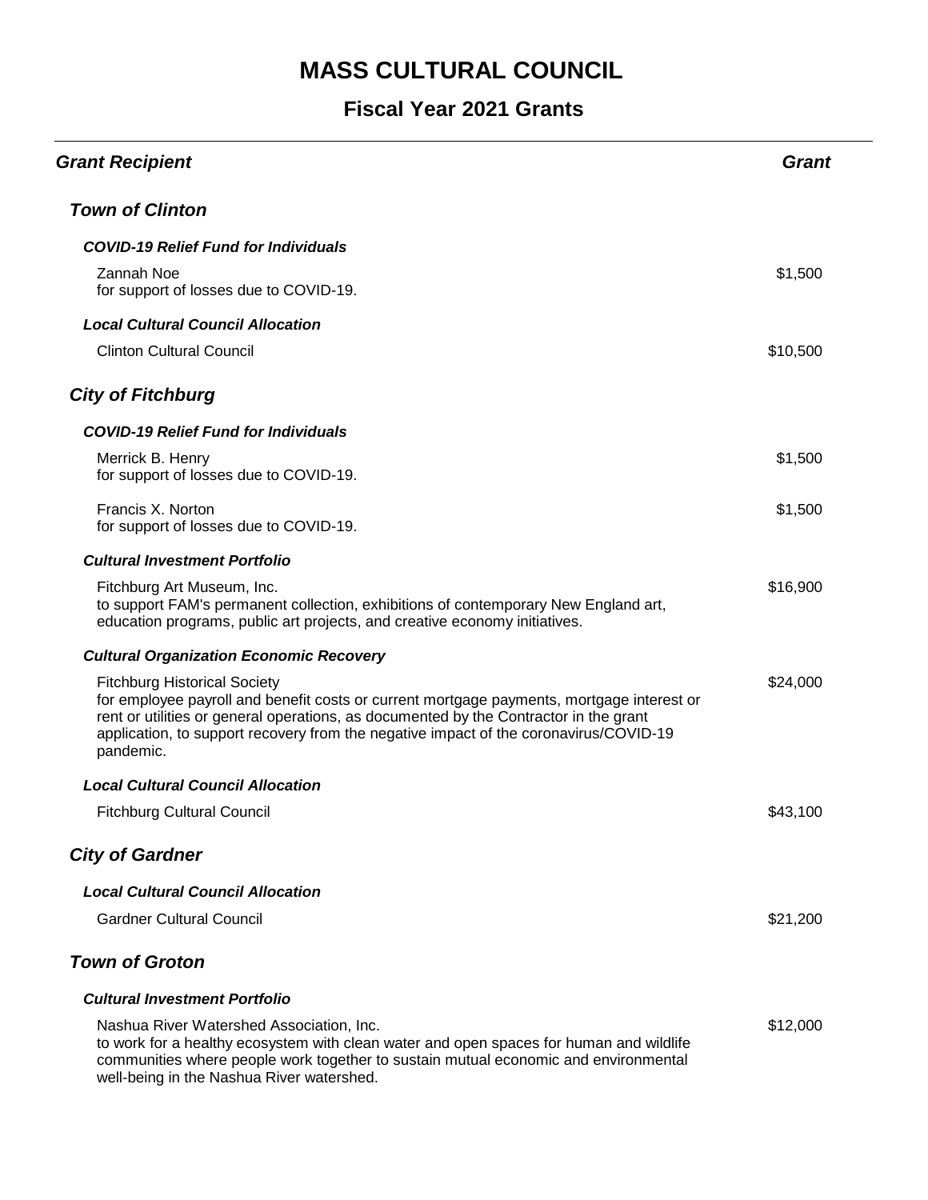# MASS CULTURAL COUNCIL

## Fiscal Year 2021 Grants

| *Grant Recipient* | *Grant* |
|---|---|

### *Town of Clinton*

#### *COVID-19 Relief Fund for Individuals*

| | |
|---|---|
| Zannah Noe<br>for support of losses due to COVID-19. | $1,500 |

#### *Local Cultural Council Allocation*

| | |
|---|---|
| Clinton Cultural Council | $10,500 |

### *City of Fitchburg*

#### *COVID-19 Relief Fund for Individuals*

| | |
|---|---|
| Merrick B. Henry<br>for support of losses due to COVID-19. | $1,500 |
| Francis X. Norton<br>for support of losses due to COVID-19. | $1,500 |

#### *Cultural Investment Portfolio*

| | |
|---|---|
| Fitchburg Art Museum, Inc.<br>to support FAM's permanent collection, exhibitions of contemporary New England art, education programs, public art projects, and creative economy initiatives. | $16,900 |

#### *Cultural Organization Economic Recovery*

| | |
|---|---|
| Fitchburg Historical Society<br>for employee payroll and benefit costs or current mortgage payments, mortgage interest or rent or utilities or general operations, as documented by the Contractor in the grant application, to support recovery from the negative impact of the coronavirus/COVID-19 pandemic. | $24,000 |

#### *Local Cultural Council Allocation*

| | |
|---|---|
| Fitchburg Cultural Council | $43,100 |

### *City of Gardner*

#### *Local Cultural Council Allocation*

| | |
|---|---|
| Gardner Cultural Council | $21,200 |

### *Town of Groton*

#### *Cultural Investment Portfolio*

| | |
|---|---|
| Nashua River Watershed Association, Inc.<br>to work for a healthy ecosystem with clean water and open spaces for human and wildlife communities where people work together to sustain mutual economic and environmental well-being in the Nashua River watershed. | $12,000 |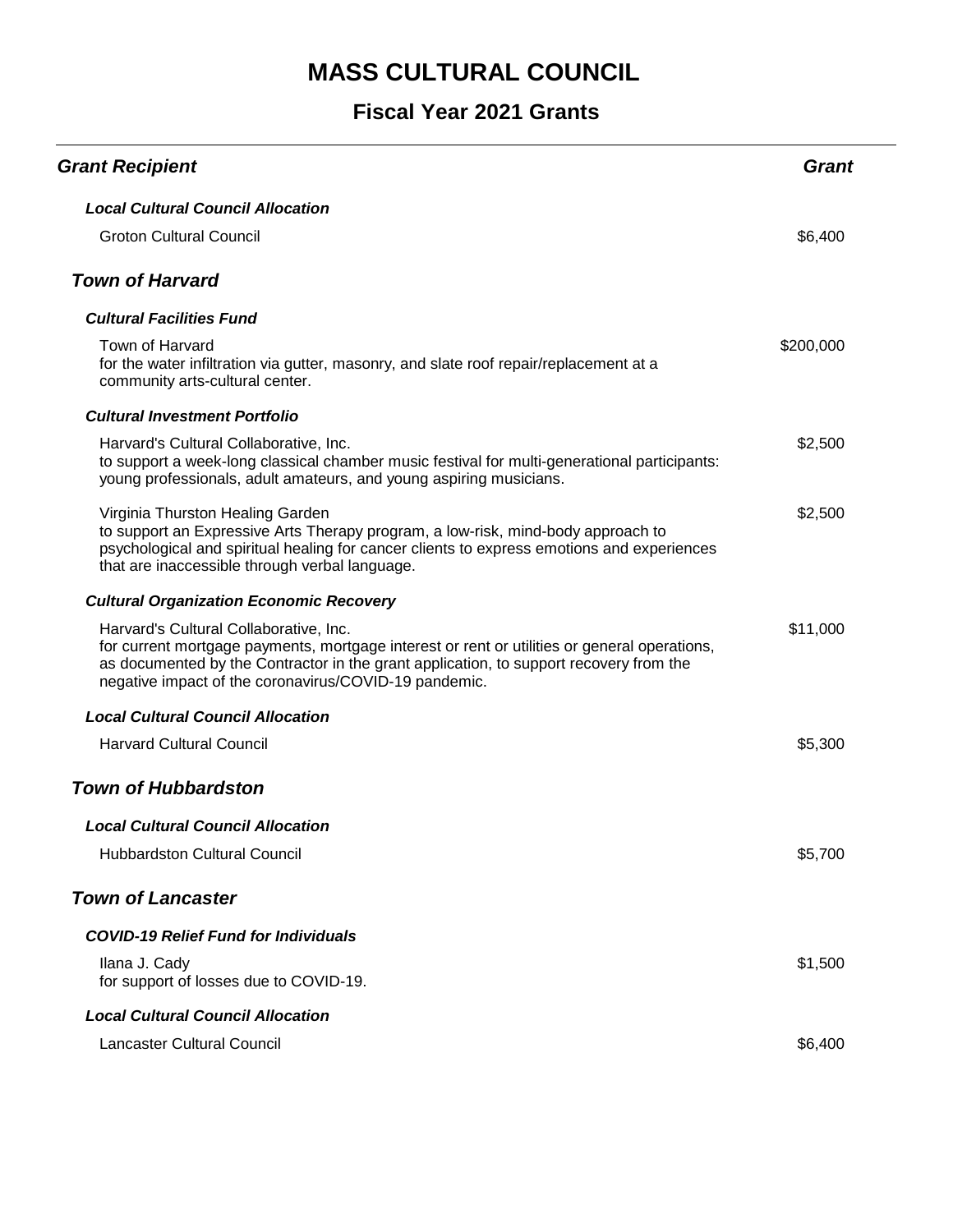# MASS CULTURAL COUNCIL

## Fiscal Year 2021 Grants

| Grant Recipient | Grant |
|---|---|
| ***Local Cultural Council Allocation*** | |
| Groton Cultural Council | $6,400 |
| ***Town of Harvard*** | |
| ***Cultural Facilities Fund*** | |
| Town of Harvard<br>for the water infiltration via gutter, masonry, and slate roof repair/replacement at a community arts-cultural center. | $200,000 |
| ***Cultural Investment Portfolio*** | |
| Harvard's Cultural Collaborative, Inc.<br>to support a week-long classical chamber music festival for multi-generational participants: young professionals, adult amateurs, and young aspiring musicians. | $2,500 |
| Virginia Thurston Healing Garden<br>to support an Expressive Arts Therapy program, a low-risk, mind-body approach to psychological and spiritual healing for cancer clients to express emotions and experiences that are inaccessible through verbal language. | $2,500 |
| ***Cultural Organization Economic Recovery*** | |
| Harvard's Cultural Collaborative, Inc.<br>for current mortgage payments, mortgage interest or rent or utilities or general operations, as documented by the Contractor in the grant application, to support recovery from the negative impact of the coronavirus/COVID-19 pandemic. | $11,000 |
| ***Local Cultural Council Allocation*** | |
| Harvard Cultural Council | $5,300 |
| ***Town of Hubbardston*** | |
| ***Local Cultural Council Allocation*** | |
| Hubbardston Cultural Council | $5,700 |
| ***Town of Lancaster*** | |
| ***COVID-19 Relief Fund for Individuals*** | |
| Ilana J. Cady<br>for support of losses due to COVID-19. | $1,500 |
| ***Local Cultural Council Allocation*** | |
| Lancaster Cultural Council | $6,400 |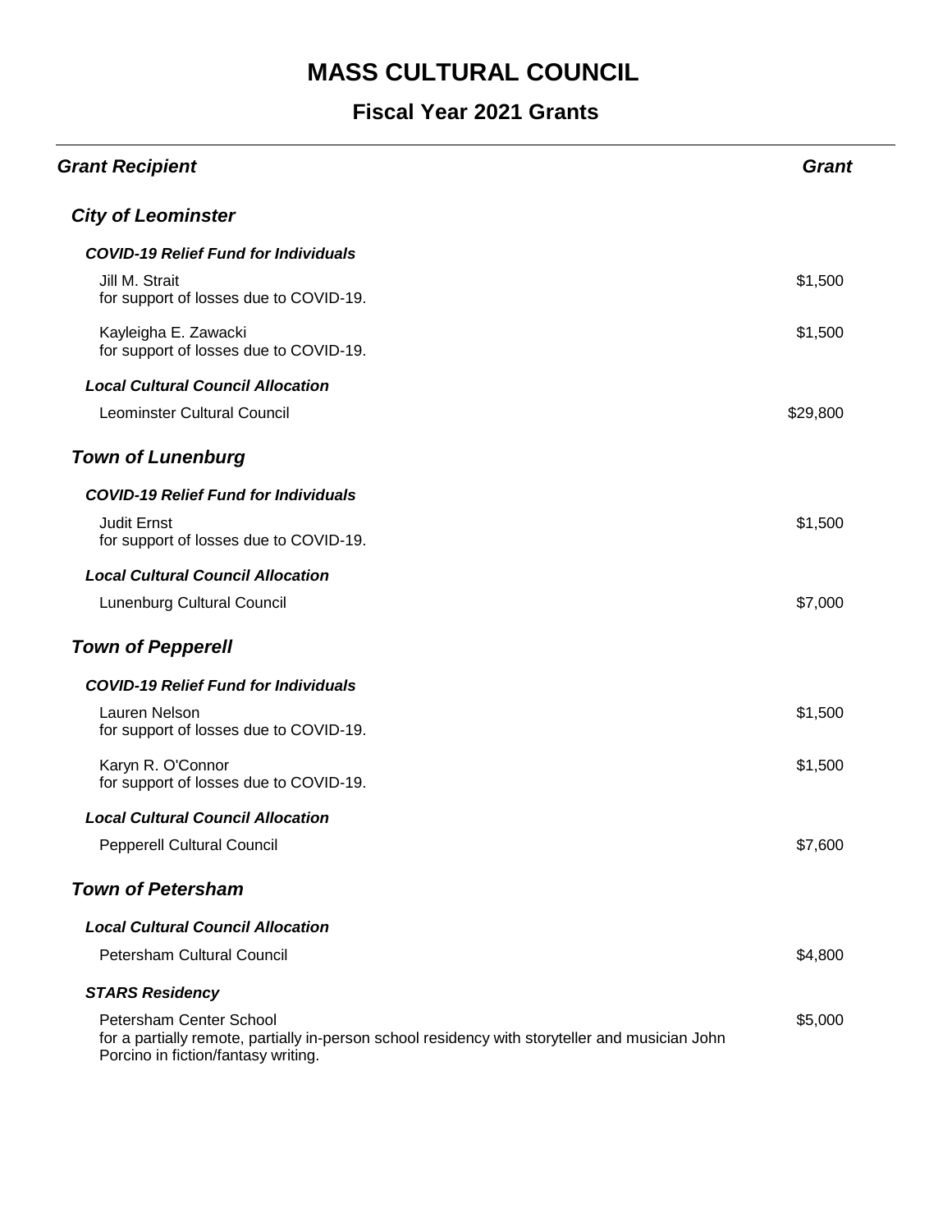# MASS CULTURAL COUNCIL

## Fiscal Year 2021 Grants

| *Grant Recipient* | *Grant* |
|---|---|
| ***City of Leominster*** | |
| ***COVID-19 Relief Fund for Individuals*** | |
| Jill M. Strait<br>for support of losses due to COVID-19. | $1,500 |
| Kayleigha E. Zawacki<br>for support of losses due to COVID-19. | $1,500 |
| ***Local Cultural Council Allocation*** | |
| Leominster Cultural Council | $29,800 |
| ***Town of Lunenburg*** | |
| ***COVID-19 Relief Fund for Individuals*** | |
| Judit Ernst<br>for support of losses due to COVID-19. | $1,500 |
| ***Local Cultural Council Allocation*** | |
| Lunenburg Cultural Council | $7,000 |
| ***Town of Pepperell*** | |
| ***COVID-19 Relief Fund for Individuals*** | |
| Lauren Nelson<br>for support of losses due to COVID-19. | $1,500 |
| Karyn R. O'Connor<br>for support of losses due to COVID-19. | $1,500 |
| ***Local Cultural Council Allocation*** | |
| Pepperell Cultural Council | $7,600 |
| ***Town of Petersham*** | |
| ***Local Cultural Council Allocation*** | |
| Petersham Cultural Council | $4,800 |
| ***STARS Residency*** | |
| Petersham Center School<br>for a partially remote, partially in-person school residency with storyteller and musician John Porcino in fiction/fantasy writing. | $5,000 |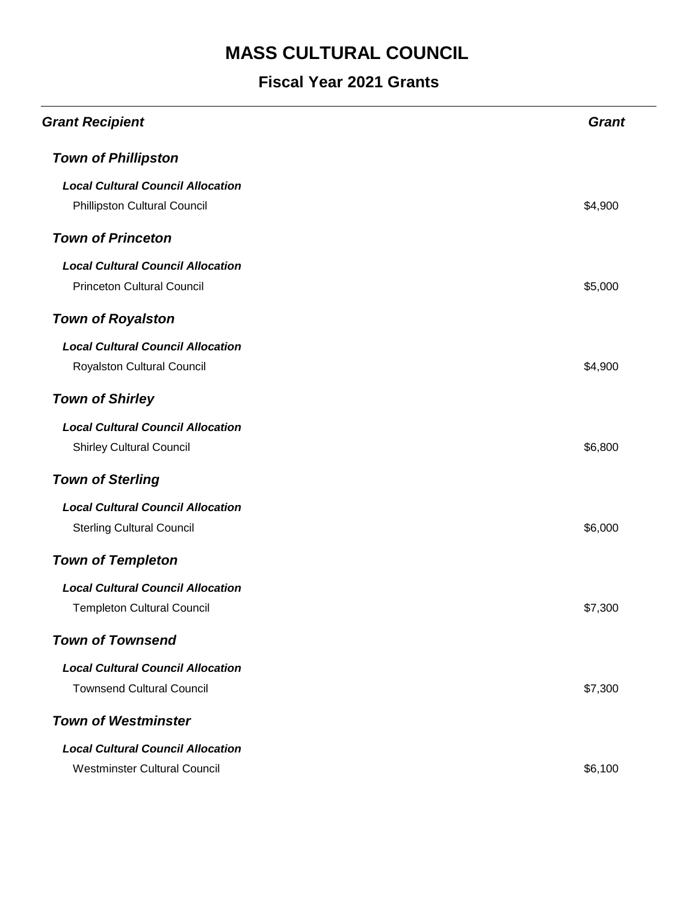# MASS CULTURAL COUNCIL

## Fiscal Year 2021 Grants

| *Grant Recipient* | *Grant* |
|---|---|
| ***Town of Phillipston*** | |
| ***Local Cultural Council Allocation*** | |
| Phillipston Cultural Council | $4,900 |
| ***Town of Princeton*** | |
| ***Local Cultural Council Allocation*** | |
| Princeton Cultural Council | $5,000 |
| ***Town of Royalston*** | |
| ***Local Cultural Council Allocation*** | |
| Royalston Cultural Council | $4,900 |
| ***Town of Shirley*** | |
| ***Local Cultural Council Allocation*** | |
| Shirley Cultural Council | $6,800 |
| ***Town of Sterling*** | |
| ***Local Cultural Council Allocation*** | |
| Sterling Cultural Council | $6,000 |
| ***Town of Templeton*** | |
| ***Local Cultural Council Allocation*** | |
| Templeton Cultural Council | $7,300 |
| ***Town of Townsend*** | |
| ***Local Cultural Council Allocation*** | |
| Townsend Cultural Council | $7,300 |
| ***Town of Westminster*** | |
| ***Local Cultural Council Allocation*** | |
| Westminster Cultural Council | $6,100 |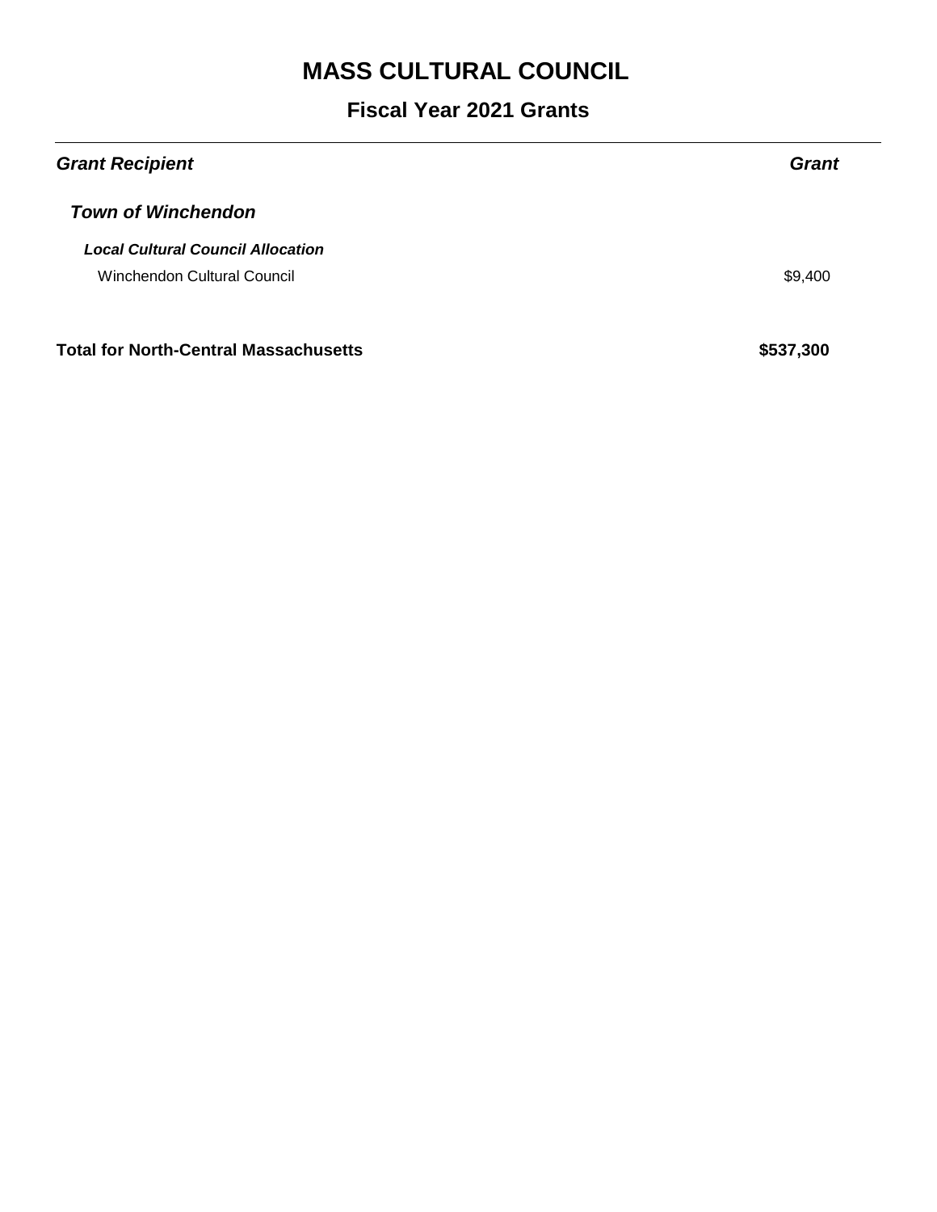# MASS CULTURAL COUNCIL

## Fiscal Year 2021 Grants

| ***Grant Recipient*** | ***Grant*** |
| --- | --- |
| ***Town of Winchendon*** | |
| ***Local Cultural Council Allocation*** | |
| Winchendon Cultural Council | $9,400 |
| **Total for North-Central Massachusetts** | **$537,300** |